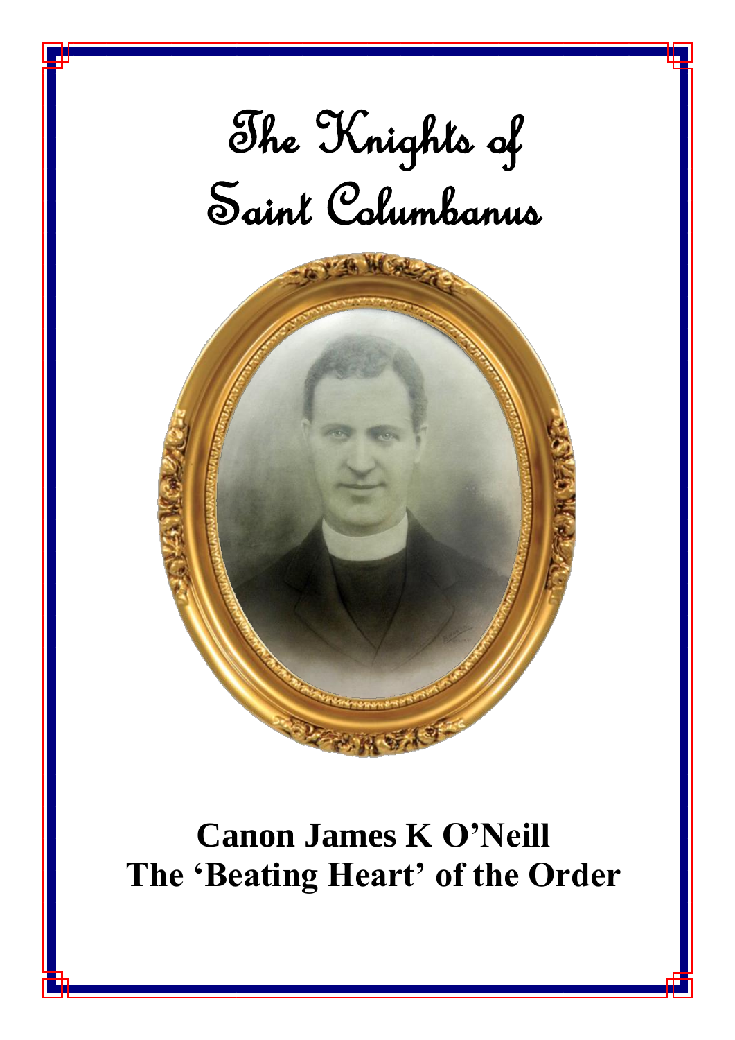# The Knights of Saint Columbanus

## Canon James K O'Neill
## The 'Beating Heart' of the Order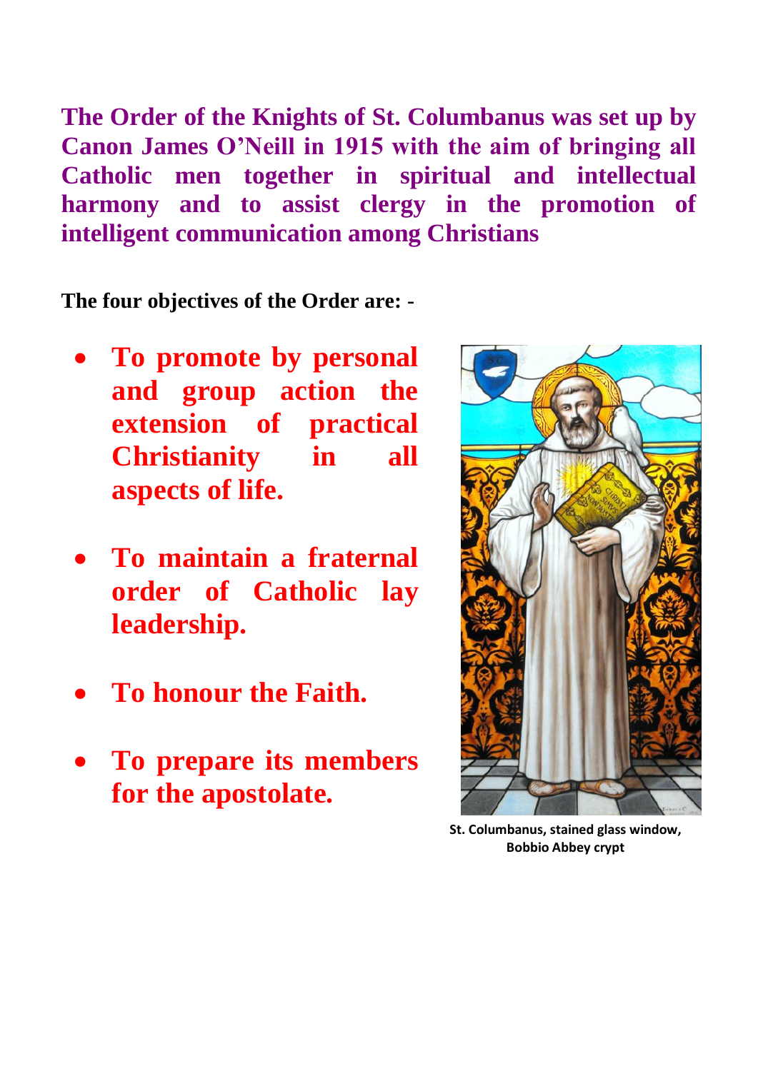**The Order of the Knights of St. Columbanus was set up by Canon James O'Neill in 1915 with the aim of bringing all Catholic men together in spiritual and intellectual harmony and to assist clergy in the promotion of intelligent communication among Christians**

**The four objectives of the Order are: -**

- **To promote by personal and group action the extension of practical Christianity in all aspects of life.**
- **To maintain a fraternal order of Catholic lay leadership.**
- **To honour the Faith.**
- **To prepare its members for the apostolate.**

St. Columbanus, stained glass window, Bobbio Abbey crypt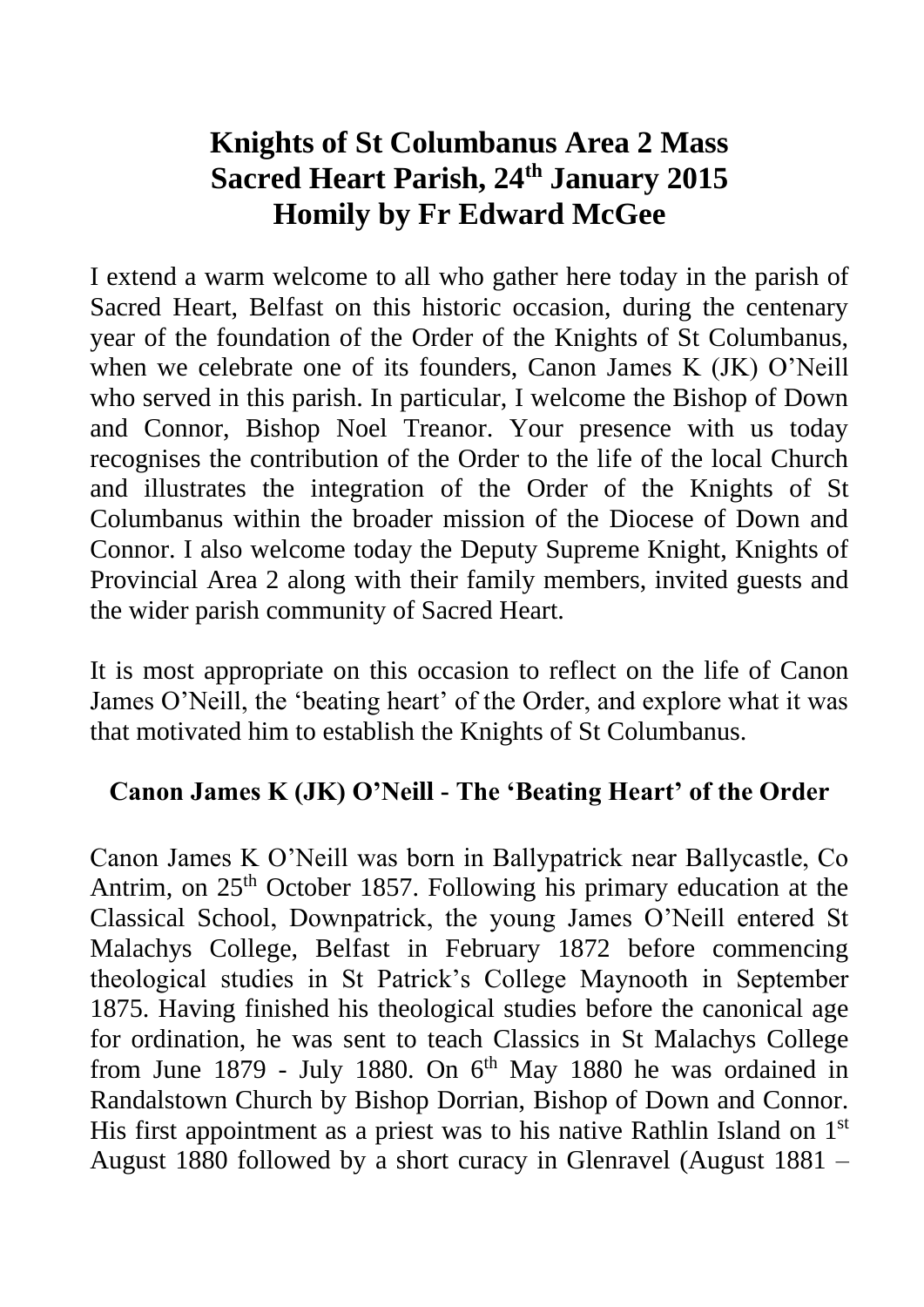# Knights of St Columbanus Area 2 Mass
# Sacred Heart Parish, 24th January 2015
# Homily by Fr Edward McGee

I extend a warm welcome to all who gather here today in the parish of Sacred Heart, Belfast on this historic occasion, during the centenary year of the foundation of the Order of the Knights of St Columbanus, when we celebrate one of its founders, Canon James K (JK) O'Neill who served in this parish. In particular, I welcome the Bishop of Down and Connor, Bishop Noel Treanor. Your presence with us today recognises the contribution of the Order to the life of the local Church and illustrates the integration of the Order of the Knights of St Columbanus within the broader mission of the Diocese of Down and Connor. I also welcome today the Deputy Supreme Knight, Knights of Provincial Area 2 along with their family members, invited guests and the wider parish community of Sacred Heart.

It is most appropriate on this occasion to reflect on the life of Canon James O'Neill, the 'beating heart' of the Order, and explore what it was that motivated him to establish the Knights of St Columbanus.

### Canon James K (JK) O'Neill - The 'Beating Heart' of the Order

Canon James K O'Neill was born in Ballypatrick near Ballycastle, Co Antrim, on 25th October 1857. Following his primary education at the Classical School, Downpatrick, the young James O'Neill entered St Malachys College, Belfast in February 1872 before commencing theological studies in St Patrick's College Maynooth in September 1875. Having finished his theological studies before the canonical age for ordination, he was sent to teach Classics in St Malachys College from June 1879 - July 1880. On 6th May 1880 he was ordained in Randalstown Church by Bishop Dorrian, Bishop of Down and Connor. His first appointment as a priest was to his native Rathlin Island on 1st August 1880 followed by a short curacy in Glenravel (August 1881 –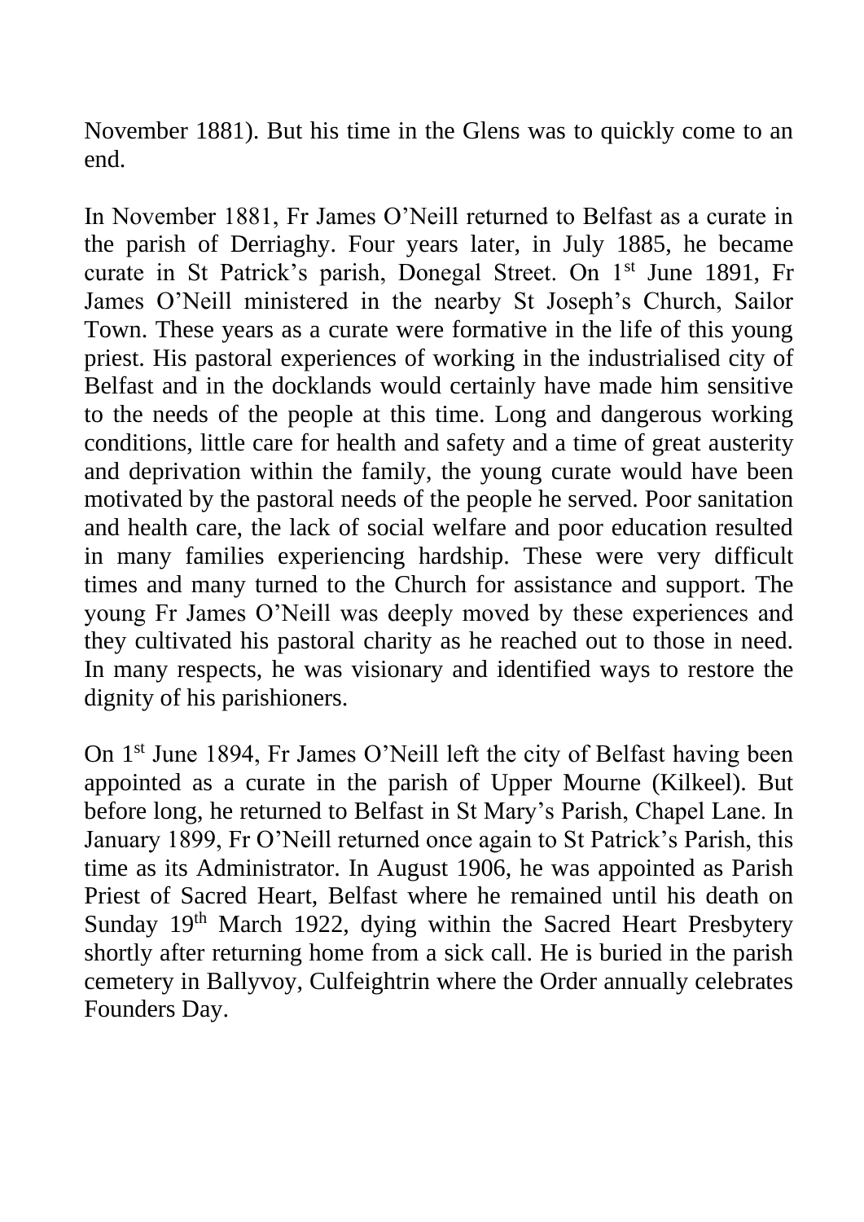November 1881). But his time in the Glens was to quickly come to an end.

In November 1881, Fr James O'Neill returned to Belfast as a curate in the parish of Derriaghy. Four years later, in July 1885, he became curate in St Patrick's parish, Donegal Street. On 1st June 1891, Fr James O'Neill ministered in the nearby St Joseph's Church, Sailor Town. These years as a curate were formative in the life of this young priest. His pastoral experiences of working in the industrialised city of Belfast and in the docklands would certainly have made him sensitive to the needs of the people at this time. Long and dangerous working conditions, little care for health and safety and a time of great austerity and deprivation within the family, the young curate would have been motivated by the pastoral needs of the people he served. Poor sanitation and health care, the lack of social welfare and poor education resulted in many families experiencing hardship. These were very difficult times and many turned to the Church for assistance and support. The young Fr James O'Neill was deeply moved by these experiences and they cultivated his pastoral charity as he reached out to those in need. In many respects, he was visionary and identified ways to restore the dignity of his parishioners.

On 1st June 1894, Fr James O'Neill left the city of Belfast having been appointed as a curate in the parish of Upper Mourne (Kilkeel). But before long, he returned to Belfast in St Mary's Parish, Chapel Lane. In January 1899, Fr O'Neill returned once again to St Patrick's Parish, this time as its Administrator. In August 1906, he was appointed as Parish Priest of Sacred Heart, Belfast where he remained until his death on Sunday 19th March 1922, dying within the Sacred Heart Presbytery shortly after returning home from a sick call. He is buried in the parish cemetery in Ballyvoy, Culfeightrin where the Order annually celebrates Founders Day.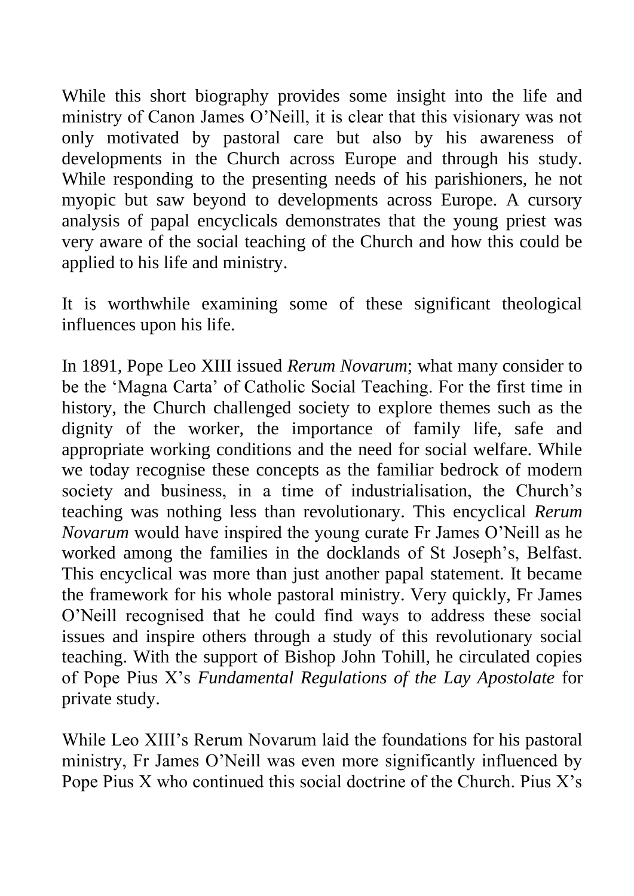While this short biography provides some insight into the life and ministry of Canon James O'Neill, it is clear that this visionary was not only motivated by pastoral care but also by his awareness of developments in the Church across Europe and through his study. While responding to the presenting needs of his parishioners, he not myopic but saw beyond to developments across Europe. A cursory analysis of papal encyclicals demonstrates that the young priest was very aware of the social teaching of the Church and how this could be applied to his life and ministry.

It is worthwhile examining some of these significant theological influences upon his life.

In 1891, Pope Leo XIII issued *Rerum Novarum*; what many consider to be the 'Magna Carta' of Catholic Social Teaching. For the first time in history, the Church challenged society to explore themes such as the dignity of the worker, the importance of family life, safe and appropriate working conditions and the need for social welfare. While we today recognise these concepts as the familiar bedrock of modern society and business, in a time of industrialisation, the Church's teaching was nothing less than revolutionary. This encyclical *Rerum Novarum* would have inspired the young curate Fr James O'Neill as he worked among the families in the docklands of St Joseph's, Belfast. This encyclical was more than just another papal statement. It became the framework for his whole pastoral ministry. Very quickly, Fr James O'Neill recognised that he could find ways to address these social issues and inspire others through a study of this revolutionary social teaching. With the support of Bishop John Tohill, he circulated copies of Pope Pius X's *Fundamental Regulations of the Lay Apostolate* for private study.

While Leo XIII's Rerum Novarum laid the foundations for his pastoral ministry, Fr James O'Neill was even more significantly influenced by Pope Pius X who continued this social doctrine of the Church. Pius X's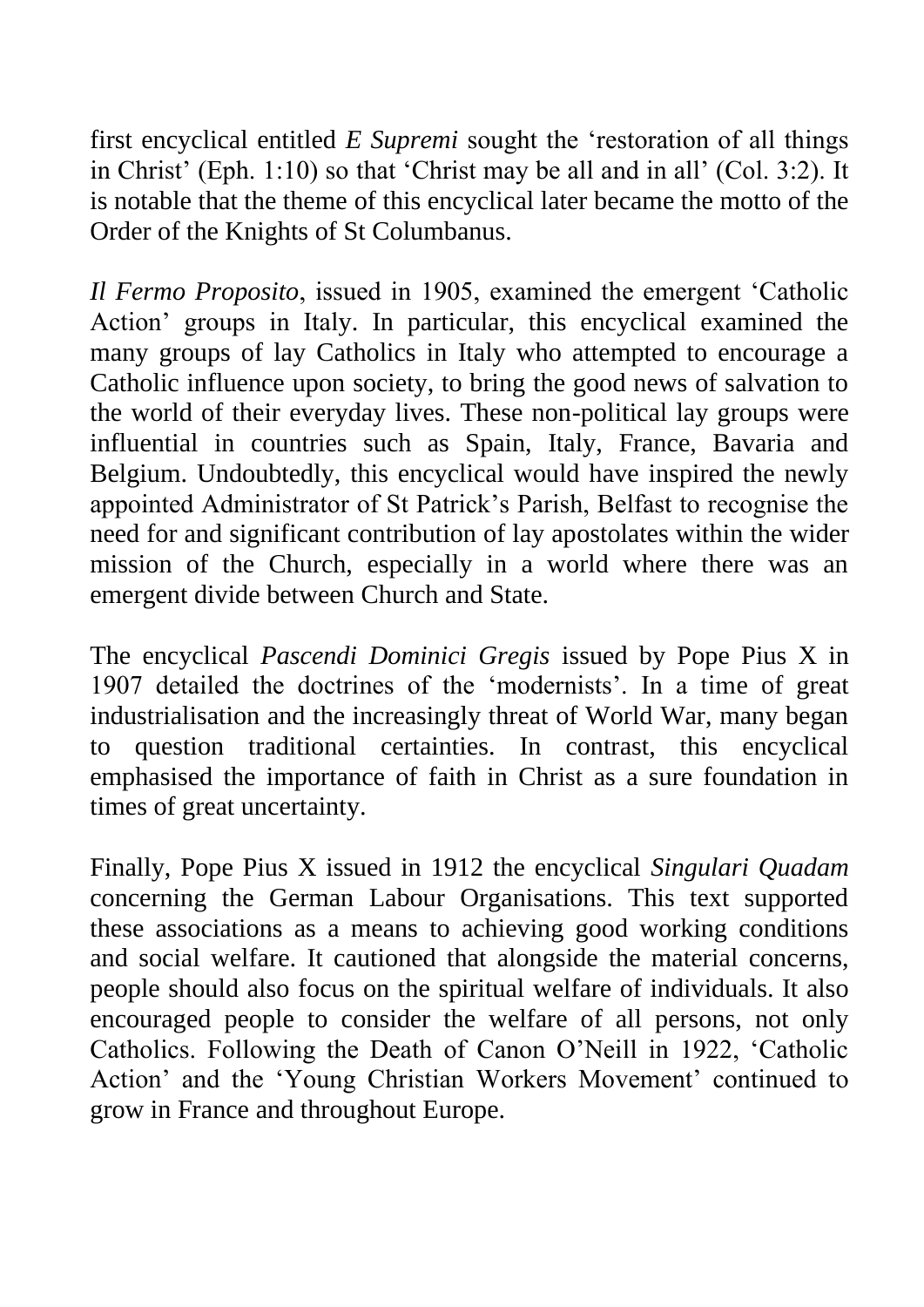first encyclical entitled *E Supremi* sought the 'restoration of all things in Christ' (Eph. 1:10) so that 'Christ may be all and in all' (Col. 3:2). It is notable that the theme of this encyclical later became the motto of the Order of the Knights of St Columbanus.

*Il Fermo Proposito*, issued in 1905, examined the emergent 'Catholic Action' groups in Italy. In particular, this encyclical examined the many groups of lay Catholics in Italy who attempted to encourage a Catholic influence upon society, to bring the good news of salvation to the world of their everyday lives. These non-political lay groups were influential in countries such as Spain, Italy, France, Bavaria and Belgium. Undoubtedly, this encyclical would have inspired the newly appointed Administrator of St Patrick's Parish, Belfast to recognise the need for and significant contribution of lay apostolates within the wider mission of the Church, especially in a world where there was an emergent divide between Church and State.

The encyclical *Pascendi Dominici Gregis* issued by Pope Pius X in 1907 detailed the doctrines of the 'modernists'. In a time of great industrialisation and the increasingly threat of World War, many began to question traditional certainties. In contrast, this encyclical emphasised the importance of faith in Christ as a sure foundation in times of great uncertainty.

Finally, Pope Pius X issued in 1912 the encyclical *Singulari Quadam* concerning the German Labour Organisations. This text supported these associations as a means to achieving good working conditions and social welfare. It cautioned that alongside the material concerns, people should also focus on the spiritual welfare of individuals. It also encouraged people to consider the welfare of all persons, not only Catholics. Following the Death of Canon O'Neill in 1922, 'Catholic Action' and the 'Young Christian Workers Movement' continued to grow in France and throughout Europe.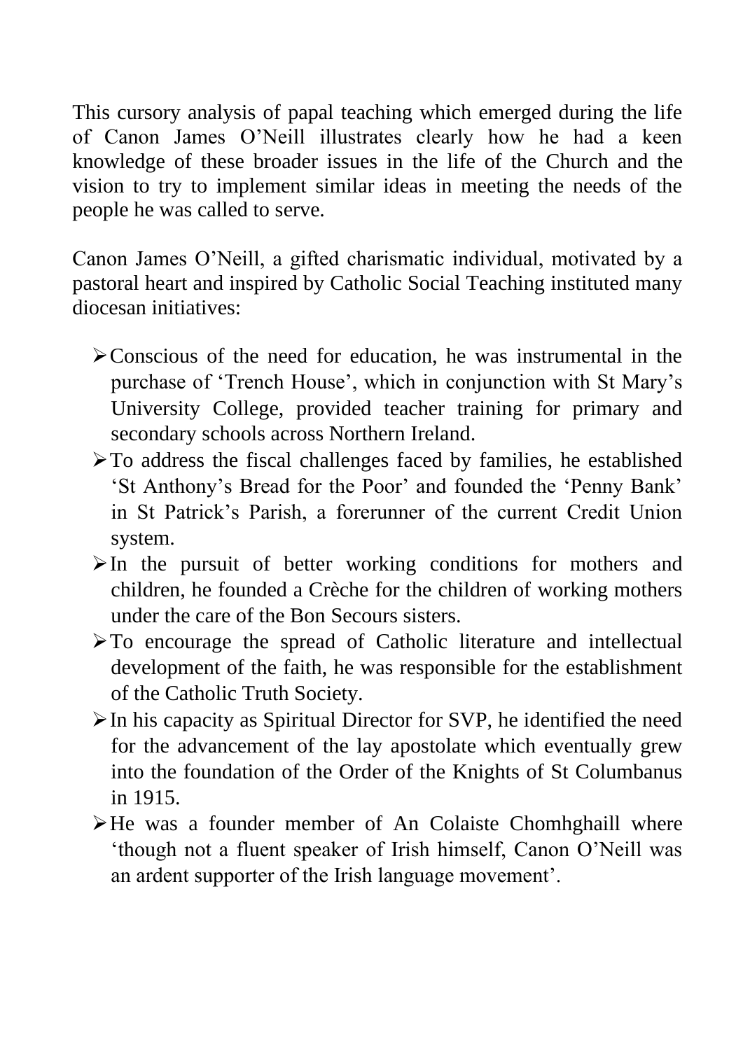This cursory analysis of papal teaching which emerged during the life of Canon James O'Neill illustrates clearly how he had a keen knowledge of these broader issues in the life of the Church and the vision to try to implement similar ideas in meeting the needs of the people he was called to serve.

Canon James O'Neill, a gifted charismatic individual, motivated by a pastoral heart and inspired by Catholic Social Teaching instituted many diocesan initiatives:

- Conscious of the need for education, he was instrumental in the purchase of 'Trench House', which in conjunction with St Mary's University College, provided teacher training for primary and secondary schools across Northern Ireland.
- To address the fiscal challenges faced by families, he established 'St Anthony's Bread for the Poor' and founded the 'Penny Bank' in St Patrick's Parish, a forerunner of the current Credit Union system.
- In the pursuit of better working conditions for mothers and children, he founded a Crèche for the children of working mothers under the care of the Bon Secours sisters.
- To encourage the spread of Catholic literature and intellectual development of the faith, he was responsible for the establishment of the Catholic Truth Society.
- In his capacity as Spiritual Director for SVP, he identified the need for the advancement of the lay apostolate which eventually grew into the foundation of the Order of the Knights of St Columbanus in 1915.
- He was a founder member of An Colaiste Chomhghaill where 'though not a fluent speaker of Irish himself, Canon O'Neill was an ardent supporter of the Irish language movement'.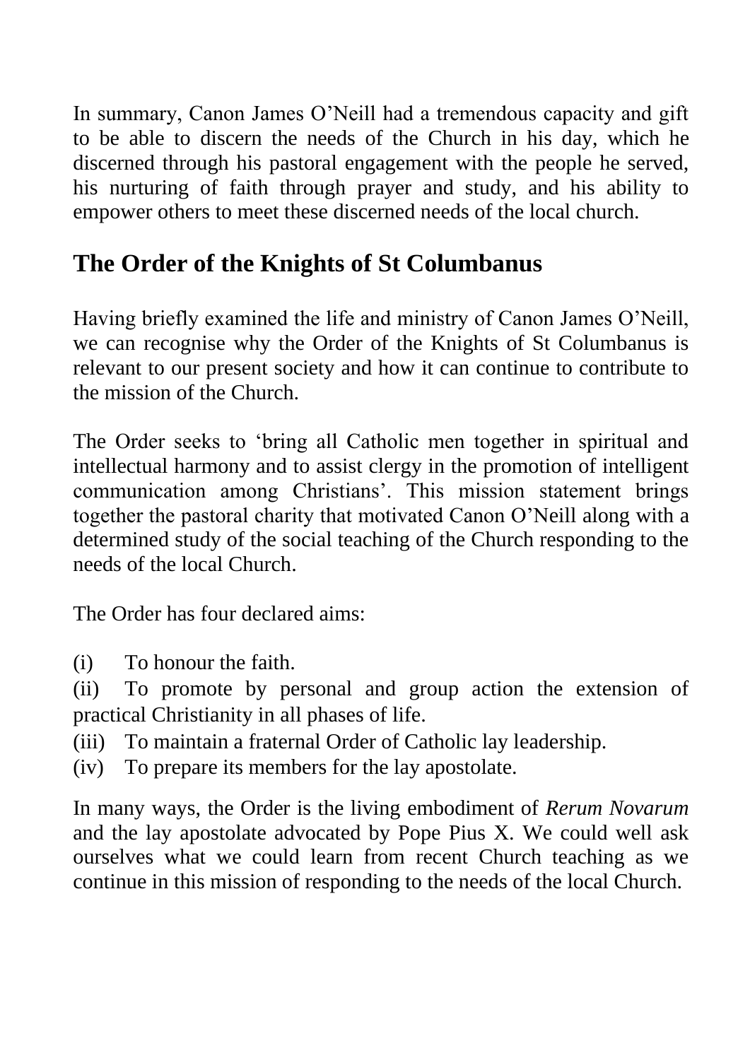In summary, Canon James O'Neill had a tremendous capacity and gift to be able to discern the needs of the Church in his day, which he discerned through his pastoral engagement with the people he served, his nurturing of faith through prayer and study, and his ability to empower others to meet these discerned needs of the local church.

## The Order of the Knights of St Columbanus

Having briefly examined the life and ministry of Canon James O'Neill, we can recognise why the Order of the Knights of St Columbanus is relevant to our present society and how it can continue to contribute to the mission of the Church.

The Order seeks to 'bring all Catholic men together in spiritual and intellectual harmony and to assist clergy in the promotion of intelligent communication among Christians'. This mission statement brings together the pastoral charity that motivated Canon O'Neill along with a determined study of the social teaching of the Church responding to the needs of the local Church.

The Order has four declared aims:

(i) To honour the faith.
(ii) To promote by personal and group action the extension of practical Christianity in all phases of life.
(iii) To maintain a fraternal Order of Catholic lay leadership.
(iv) To prepare its members for the lay apostolate.

In many ways, the Order is the living embodiment of *Rerum Novarum* and the lay apostolate advocated by Pope Pius X. We could well ask ourselves what we could learn from recent Church teaching as we continue in this mission of responding to the needs of the local Church.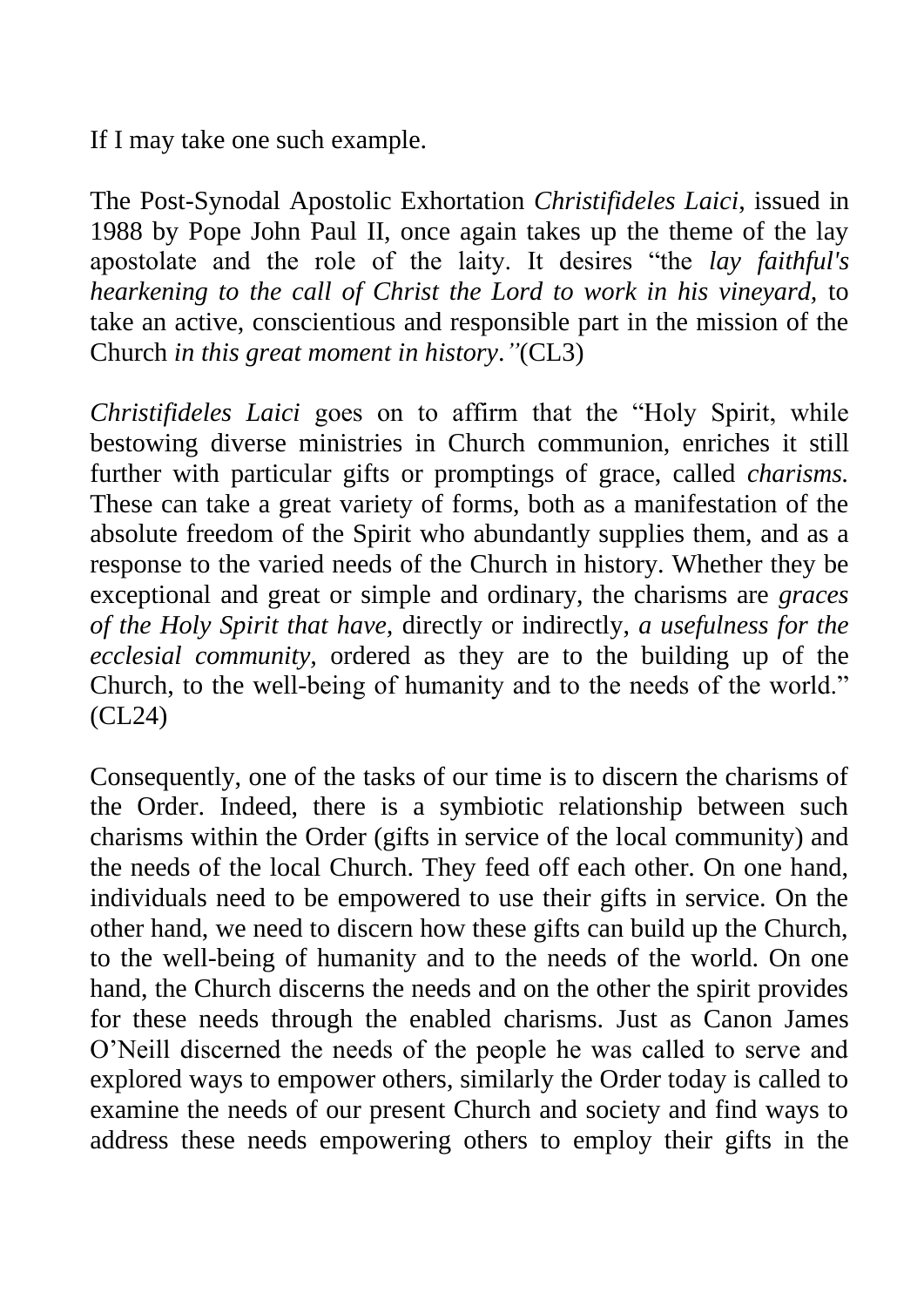If I may take one such example.

The Post-Synodal Apostolic Exhortation *Christifideles Laici*, issued in 1988 by Pope John Paul II, once again takes up the theme of the lay apostolate and the role of the laity. It desires "the *lay faithful's hearkening to the call of Christ the Lord to work in his vineyard,* to take an active, conscientious and responsible part in the mission of the Church *in this great moment in history."*(CL3)

*Christifideles Laici* goes on to affirm that the "Holy Spirit, while bestowing diverse ministries in Church communion, enriches it still further with particular gifts or promptings of grace, called *charisms.* These can take a great variety of forms, both as a manifestation of the absolute freedom of the Spirit who abundantly supplies them, and as a response to the varied needs of the Church in history. Whether they be exceptional and great or simple and ordinary, the charisms are *graces of the Holy Spirit that have,* directly or indirectly, *a usefulness for the ecclesial community,* ordered as they are to the building up of the Church, to the well-being of humanity and to the needs of the world." (CL24)

Consequently, one of the tasks of our time is to discern the charisms of the Order. Indeed, there is a symbiotic relationship between such charisms within the Order (gifts in service of the local community) and the needs of the local Church. They feed off each other. On one hand, individuals need to be empowered to use their gifts in service. On the other hand, we need to discern how these gifts can build up the Church, to the well-being of humanity and to the needs of the world. On one hand, the Church discerns the needs and on the other the spirit provides for these needs through the enabled charisms. Just as Canon James O'Neill discerned the needs of the people he was called to serve and explored ways to empower others, similarly the Order today is called to examine the needs of our present Church and society and find ways to address these needs empowering others to employ their gifts in the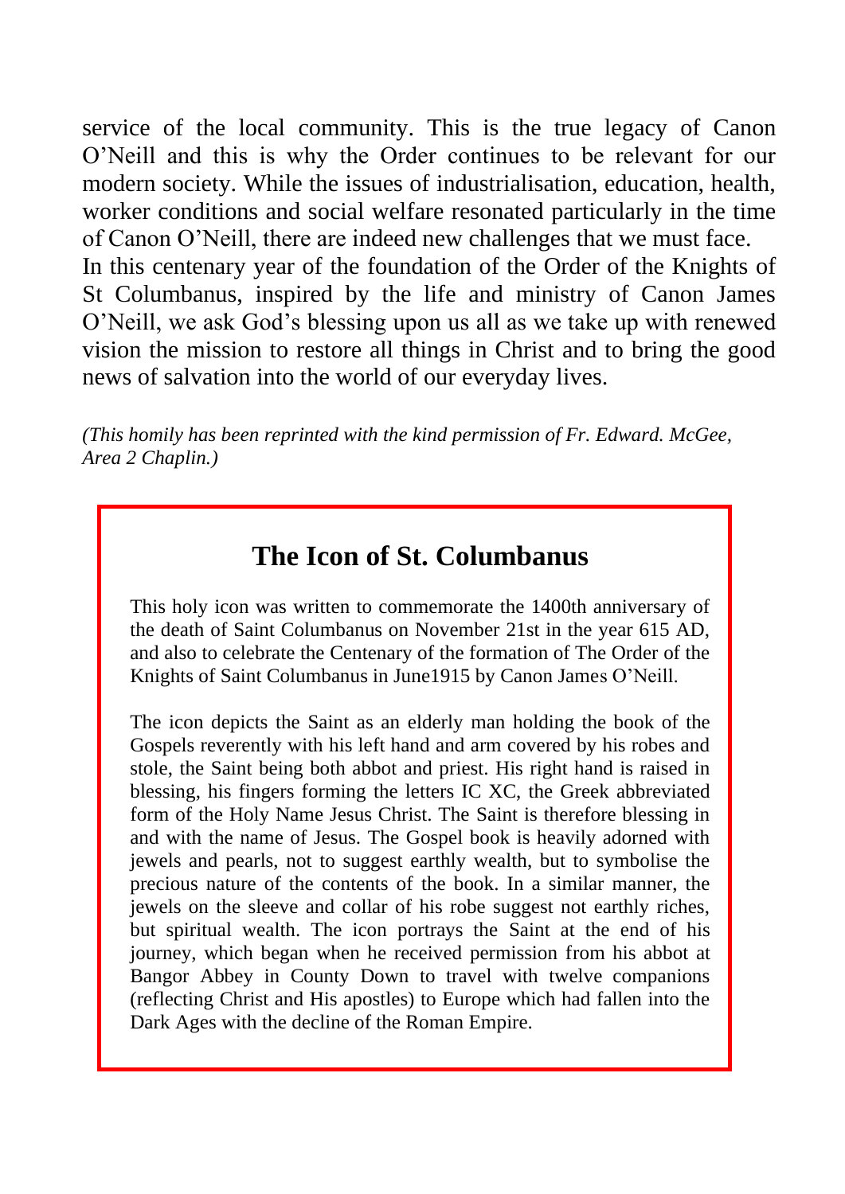service of the local community. This is the true legacy of Canon O'Neill and this is why the Order continues to be relevant for our modern society. While the issues of industrialisation, education, health, worker conditions and social welfare resonated particularly in the time of Canon O'Neill, there are indeed new challenges that we must face.
In this centenary year of the foundation of the Order of the Knights of St Columbanus, inspired by the life and ministry of Canon James O'Neill, we ask God's blessing upon us all as we take up with renewed vision the mission to restore all things in Christ and to bring the good news of salvation into the world of our everyday lives.

*(This homily has been reprinted with the kind permission of Fr. Edward. McGee, Area 2 Chaplin.)*

## The Icon of St. Columbanus

This holy icon was written to commemorate the 1400th anniversary of the death of Saint Columbanus on November 21st in the year 615 AD, and also to celebrate the Centenary of the formation of The Order of the Knights of Saint Columbanus in June1915 by Canon James O'Neill.

The icon depicts the Saint as an elderly man holding the book of the Gospels reverently with his left hand and arm covered by his robes and stole, the Saint being both abbot and priest. His right hand is raised in blessing, his fingers forming the letters IC XC, the Greek abbreviated form of the Holy Name Jesus Christ. The Saint is therefore blessing in and with the name of Jesus. The Gospel book is heavily adorned with jewels and pearls, not to suggest earthly wealth, but to symbolise the precious nature of the contents of the book. In a similar manner, the jewels on the sleeve and collar of his robe suggest not earthly riches, but spiritual wealth. The icon portrays the Saint at the end of his journey, which began when he received permission from his abbot at Bangor Abbey in County Down to travel with twelve companions (reflecting Christ and His apostles) to Europe which had fallen into the Dark Ages with the decline of the Roman Empire.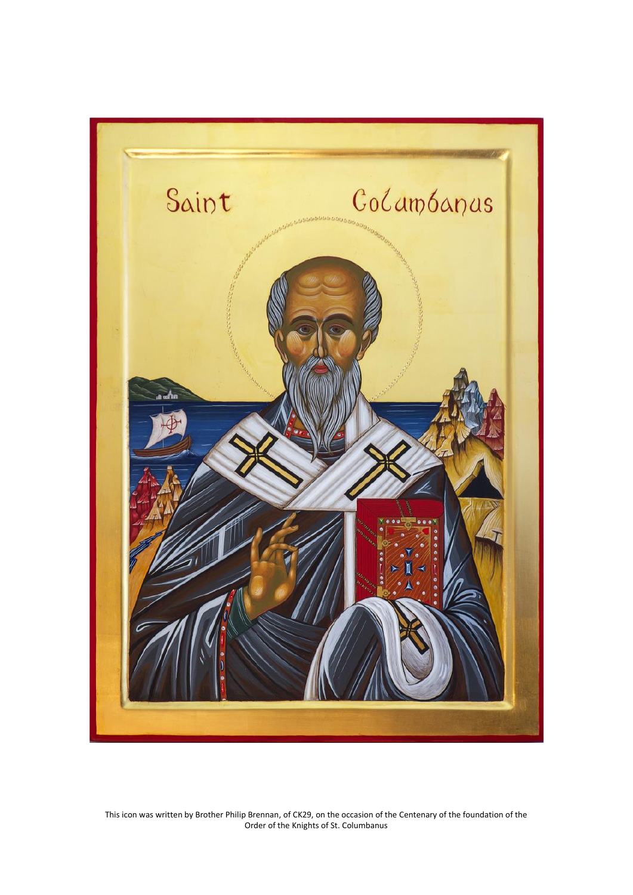Saint Columbanus

This icon was written by Brother Philip Brennan, of CK29, on the occasion of the Centenary of the foundation of the Order of the Knights of St. Columbanus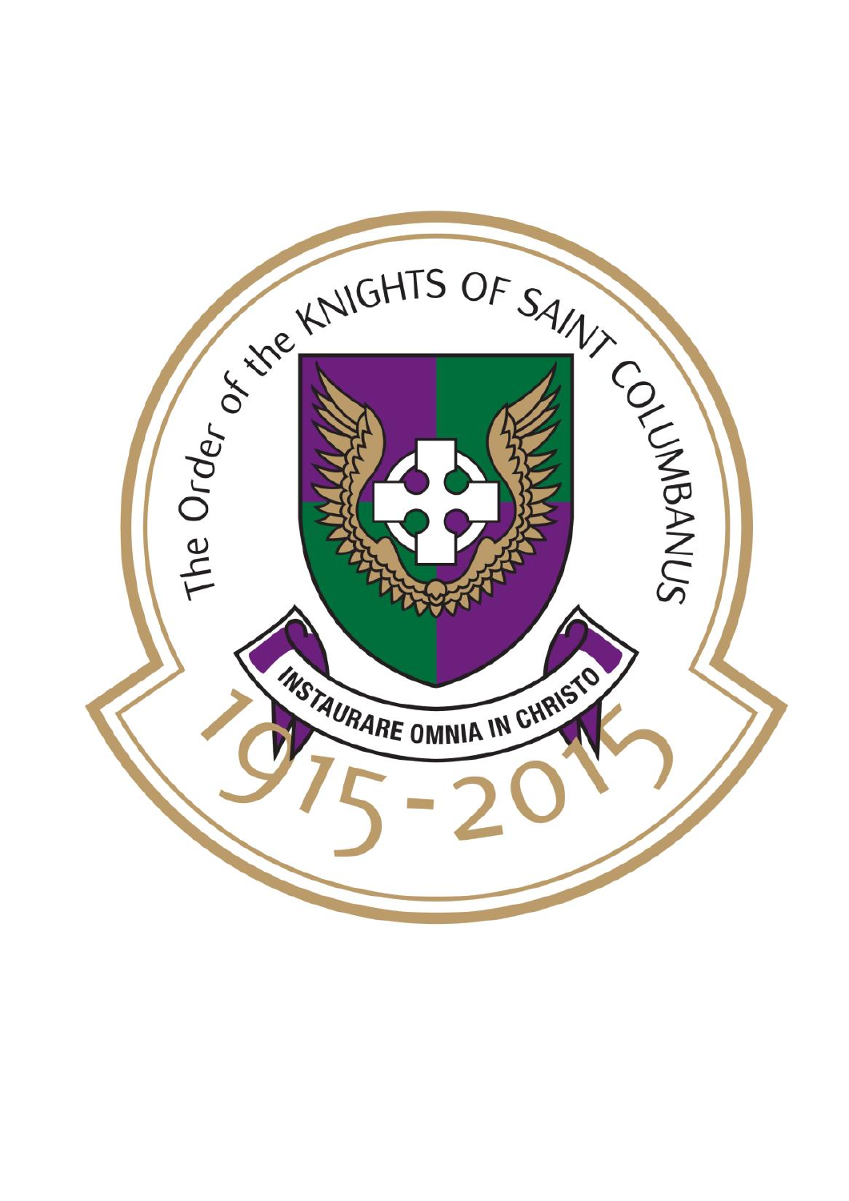The Order of the KNIGHTS OF SAINT COLUMBANUS

INSTAURARE OMNIA IN CHRISTO

1915 - 2015